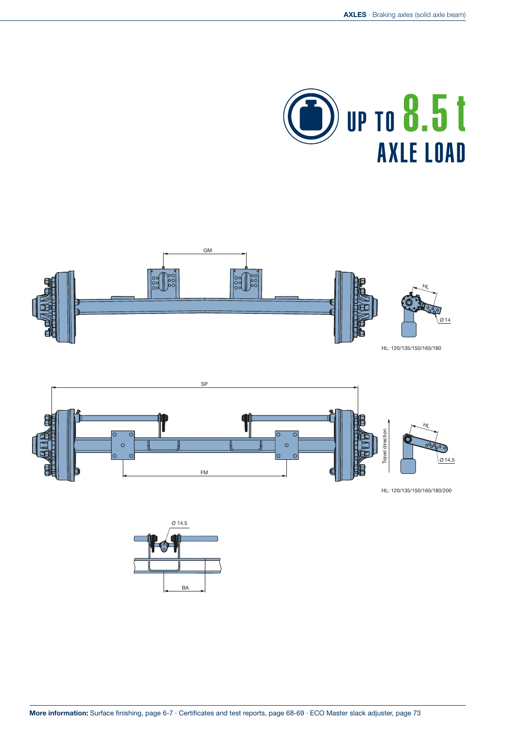# UP TO 8.5 t AXLE LOAD

GM

HL

Ø 14

HL: 120/135/150/165/180

SP

FM

Travel direction

HL

Ø 14.5

HL: 120/135/150/165/180/200

Ø 14.5

BA

**More information:** Surface finishing, page 6-7 · Certificates and test reports, page 68-69 · ECO Master slack adjuster, page 73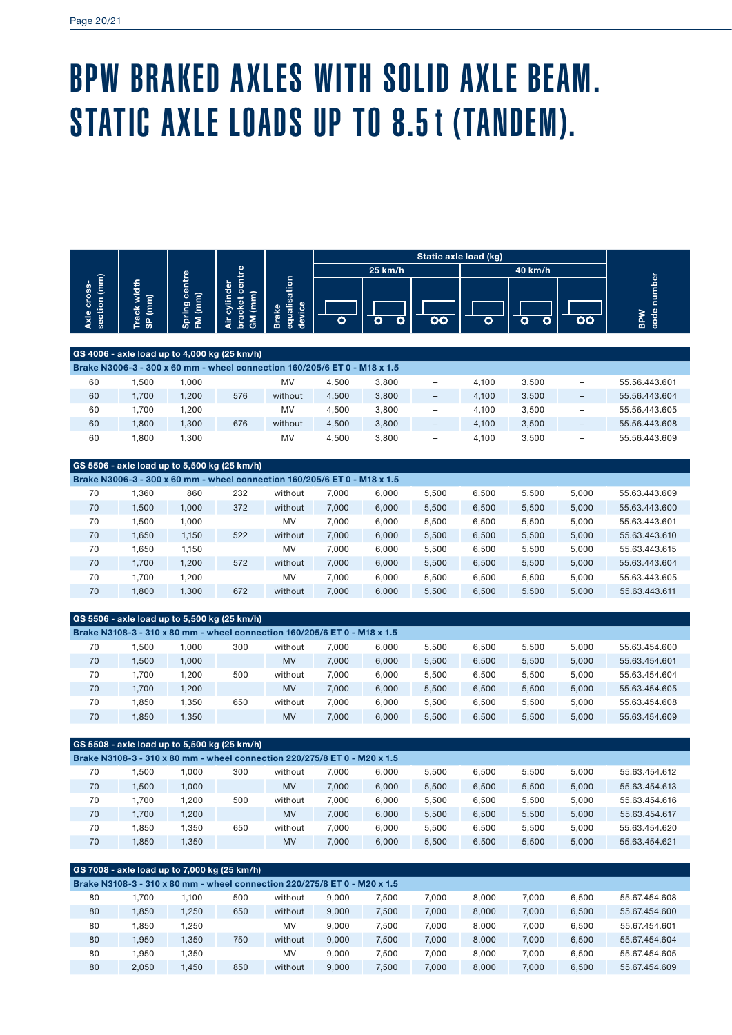# BPW BRAKED AXLES WITH SOLID AXLE BEAM. STATIC AXLE LOADS UP TO 8.5 t (TANDEM).

| Axle cross-section (mm) | Track width SP (mm) | Spring centre FM (mm) | Air cylinder bracket centre GM (mm) | Brake equalisation device | Static axle load (kg) | | | | | | BPW code number |
|---|---|---|---|---|---|---|---|---|---|---|---|
| | | | | | 25 km/h | | | 40 km/h | | | |
| | | | | | single axle | tandem | close-coupled | single axle | tandem | close-coupled | |
| **GS 4006 - axle load up to 4,000 kg (25 km/h)** | | | | | | | | | | | |
| **Brake N3006-3 - 300 x 60 mm - wheel connection 160/205/6 ET 0 - M18 x 1.5** | | | | | | | | | | | |
| 60 | 1,500 | 1,000 | | MV | 4,500 | 3,800 | – | 4,100 | 3,500 | – | 55.56.443.601 |
| 60 | 1,700 | 1,200 | 576 | without | 4,500 | 3,800 | – | 4,100 | 3,500 | – | 55.56.443.604 |
| 60 | 1,700 | 1,200 | | MV | 4,500 | 3,800 | – | 4,100 | 3,500 | – | 55.56.443.605 |
| 60 | 1,800 | 1,300 | 676 | without | 4,500 | 3,800 | – | 4,100 | 3,500 | – | 55.56.443.608 |
| 60 | 1,800 | 1,300 | | MV | 4,500 | 3,800 | – | 4,100 | 3,500 | – | 55.56.443.609 |
| **GS 5506 - axle load up to 5,500 kg (25 km/h)** | | | | | | | | | | | |
| **Brake N3006-3 - 300 x 60 mm - wheel connection 160/205/6 ET 0 - M18 x 1.5** | | | | | | | | | | | |
| 70 | 1,360 | 860 | 232 | without | 7,000 | 6,000 | 5,500 | 6,500 | 5,500 | 5,000 | 55.63.443.609 |
| 70 | 1,500 | 1,000 | 372 | without | 7,000 | 6,000 | 5,500 | 6,500 | 5,500 | 5,000 | 55.63.443.600 |
| 70 | 1,500 | 1,000 | | MV | 7,000 | 6,000 | 5,500 | 6,500 | 5,500 | 5,000 | 55.63.443.601 |
| 70 | 1,650 | 1,150 | 522 | without | 7,000 | 6,000 | 5,500 | 6,500 | 5,500 | 5,000 | 55.63.443.610 |
| 70 | 1,650 | 1,150 | | MV | 7,000 | 6,000 | 5,500 | 6,500 | 5,500 | 5,000 | 55.63.443.615 |
| 70 | 1,700 | 1,200 | 572 | without | 7,000 | 6,000 | 5,500 | 6,500 | 5,500 | 5,000 | 55.63.443.604 |
| 70 | 1,700 | 1,200 | | MV | 7,000 | 6,000 | 5,500 | 6,500 | 5,500 | 5,000 | 55.63.443.605 |
| 70 | 1,800 | 1,300 | 672 | without | 7,000 | 6,000 | 5,500 | 6,500 | 5,500 | 5,000 | 55.63.443.611 |
| **GS 5506 - axle load up to 5,500 kg (25 km/h)** | | | | | | | | | | | |
| **Brake N3108-3 - 310 x 80 mm - wheel connection 160/205/6 ET 0 - M18 x 1.5** | | | | | | | | | | | |
| 70 | 1,500 | 1,000 | 300 | without | 7,000 | 6,000 | 5,500 | 6,500 | 5,500 | 5,000 | 55.63.454.600 |
| 70 | 1,500 | 1,000 | | MV | 7,000 | 6,000 | 5,500 | 6,500 | 5,500 | 5,000 | 55.63.454.601 |
| 70 | 1,700 | 1,200 | 500 | without | 7,000 | 6,000 | 5,500 | 6,500 | 5,500 | 5,000 | 55.63.454.604 |
| 70 | 1,700 | 1,200 | | MV | 7,000 | 6,000 | 5,500 | 6,500 | 5,500 | 5,000 | 55.63.454.605 |
| 70 | 1,850 | 1,350 | 650 | without | 7,000 | 6,000 | 5,500 | 6,500 | 5,500 | 5,000 | 55.63.454.608 |
| 70 | 1,850 | 1,350 | | MV | 7,000 | 6,000 | 5,500 | 6,500 | 5,500 | 5,000 | 55.63.454.609 |
| **GS 5508 - axle load up to 5,500 kg (25 km/h)** | | | | | | | | | | | |
| **Brake N3108-3 - 310 x 80 mm - wheel connection 220/275/8 ET 0 - M20 x 1.5** | | | | | | | | | | | |
| 70 | 1,500 | 1,000 | 300 | without | 7,000 | 6,000 | 5,500 | 6,500 | 5,500 | 5,000 | 55.63.454.612 |
| 70 | 1,500 | 1,000 | | MV | 7,000 | 6,000 | 5,500 | 6,500 | 5,500 | 5,000 | 55.63.454.613 |
| 70 | 1,700 | 1,200 | 500 | without | 7,000 | 6,000 | 5,500 | 6,500 | 5,500 | 5,000 | 55.63.454.616 |
| 70 | 1,700 | 1,200 | | MV | 7,000 | 6,000 | 5,500 | 6,500 | 5,500 | 5,000 | 55.63.454.617 |
| 70 | 1,850 | 1,350 | 650 | without | 7,000 | 6,000 | 5,500 | 6,500 | 5,500 | 5,000 | 55.63.454.620 |
| 70 | 1,850 | 1,350 | | MV | 7,000 | 6,000 | 5,500 | 6,500 | 5,500 | 5,000 | 55.63.454.621 |
| **GS 7008 - axle load up to 7,000 kg (25 km/h)** | | | | | | | | | | | |
| **Brake N3108-3 - 310 x 80 mm - wheel connection 220/275/8 ET 0 - M20 x 1.5** | | | | | | | | | | | |
| 80 | 1,700 | 1,100 | 500 | without | 9,000 | 7,500 | 7,000 | 8,000 | 7,000 | 6,500 | 55.67.454.608 |
| 80 | 1,850 | 1,250 | 650 | without | 9,000 | 7,500 | 7,000 | 8,000 | 7,000 | 6,500 | 55.67.454.600 |
| 80 | 1,850 | 1,250 | | MV | 9,000 | 7,500 | 7,000 | 8,000 | 7,000 | 6,500 | 55.67.454.601 |
| 80 | 1,950 | 1,350 | 750 | without | 9,000 | 7,500 | 7,000 | 8,000 | 7,000 | 6,500 | 55.67.454.604 |
| 80 | 1,950 | 1,350 | | MV | 9,000 | 7,500 | 7,000 | 8,000 | 7,000 | 6,500 | 55.67.454.605 |
| 80 | 2,050 | 1,450 | 850 | without | 9,000 | 7,500 | 7,000 | 8,000 | 7,000 | 6,500 | 55.67.454.609 |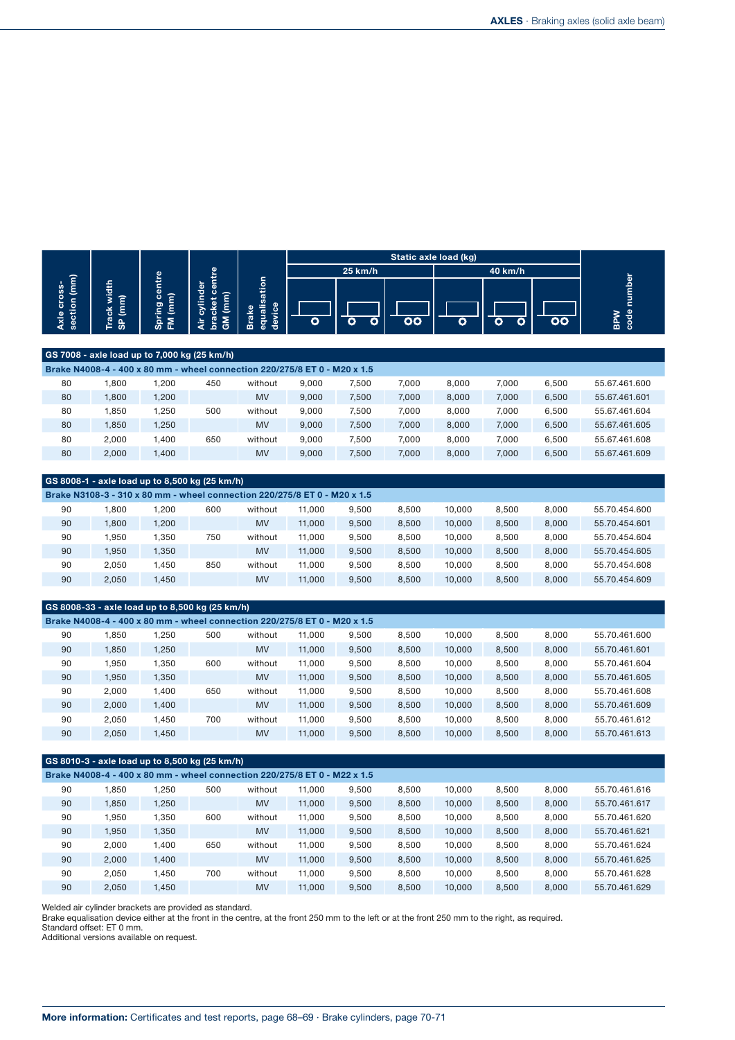| Axle cross-section (mm) | Track width SP (mm) | Spring centre FM (mm) | Air cylinder bracket centre GM (mm) | Brake equalisation device | Static axle load (kg) | | | | | | BPW code number |
|---|---|---|---|---|---|---|---|---|---|---|---|
| | | | | | 25 km/h | | | 40 km/h | | | |
| | | | | | single axle | tandem | close-coupled | single axle | tandem | close-coupled | |
| **GS 7008 - axle load up to 7,000 kg (25 km/h)** | | | | | | | | | | | |
| **Brake N4008-4 - 400 x 80 mm - wheel connection 220/275/8 ET 0 - M20 x 1.5** | | | | | | | | | | | |
| 80 | 1,800 | 1,200 | 450 | without | 9,000 | 7,500 | 7,000 | 8,000 | 7,000 | 6,500 | 55.67.461.600 |
| 80 | 1,800 | 1,200 | | MV | 9,000 | 7,500 | 7,000 | 8,000 | 7,000 | 6,500 | 55.67.461.601 |
| 80 | 1,850 | 1,250 | 500 | without | 9,000 | 7,500 | 7,000 | 8,000 | 7,000 | 6,500 | 55.67.461.604 |
| 80 | 1,850 | 1,250 | | MV | 9,000 | 7,500 | 7,000 | 8,000 | 7,000 | 6,500 | 55.67.461.605 |
| 80 | 2,000 | 1,400 | 650 | without | 9,000 | 7,500 | 7,000 | 8,000 | 7,000 | 6,500 | 55.67.461.608 |
| 80 | 2,000 | 1,400 | | MV | 9,000 | 7,500 | 7,000 | 8,000 | 7,000 | 6,500 | 55.67.461.609 |
| **GS 8008-1 - axle load up to 8,500 kg (25 km/h)** | | | | | | | | | | | |
| **Brake N3108-3 - 310 x 80 mm - wheel connection 220/275/8 ET 0 - M20 x 1.5** | | | | | | | | | | | |
| 90 | 1,800 | 1,200 | 600 | without | 11,000 | 9,500 | 8,500 | 10,000 | 8,500 | 8,000 | 55.70.454.600 |
| 90 | 1,800 | 1,200 | | MV | 11,000 | 9,500 | 8,500 | 10,000 | 8,500 | 8,000 | 55.70.454.601 |
| 90 | 1,950 | 1,350 | 750 | without | 11,000 | 9,500 | 8,500 | 10,000 | 8,500 | 8,000 | 55.70.454.604 |
| 90 | 1,950 | 1,350 | | MV | 11,000 | 9,500 | 8,500 | 10,000 | 8,500 | 8,000 | 55.70.454.605 |
| 90 | 2,050 | 1,450 | 850 | without | 11,000 | 9,500 | 8,500 | 10,000 | 8,500 | 8,000 | 55.70.454.608 |
| 90 | 2,050 | 1,450 | | MV | 11,000 | 9,500 | 8,500 | 10,000 | 8,500 | 8,000 | 55.70.454.609 |
| **GS 8008-33 - axle load up to 8,500 kg (25 km/h)** | | | | | | | | | | | |
| **Brake N4008-4 - 400 x 80 mm - wheel connection 220/275/8 ET 0 - M20 x 1.5** | | | | | | | | | | | |
| 90 | 1,850 | 1,250 | 500 | without | 11,000 | 9,500 | 8,500 | 10,000 | 8,500 | 8,000 | 55.70.461.600 |
| 90 | 1,850 | 1,250 | | MV | 11,000 | 9,500 | 8,500 | 10,000 | 8,500 | 8,000 | 55.70.461.601 |
| 90 | 1,950 | 1,350 | 600 | without | 11,000 | 9,500 | 8,500 | 10,000 | 8,500 | 8,000 | 55.70.461.604 |
| 90 | 1,950 | 1,350 | | MV | 11,000 | 9,500 | 8,500 | 10,000 | 8,500 | 8,000 | 55.70.461.605 |
| 90 | 2,000 | 1,400 | 650 | without | 11,000 | 9,500 | 8,500 | 10,000 | 8,500 | 8,000 | 55.70.461.608 |
| 90 | 2,000 | 1,400 | | MV | 11,000 | 9,500 | 8,500 | 10,000 | 8,500 | 8,000 | 55.70.461.609 |
| 90 | 2,050 | 1,450 | 700 | without | 11,000 | 9,500 | 8,500 | 10,000 | 8,500 | 8,000 | 55.70.461.612 |
| 90 | 2,050 | 1,450 | | MV | 11,000 | 9,500 | 8,500 | 10,000 | 8,500 | 8,000 | 55.70.461.613 |
| **GS 8010-3 - axle load up to 8,500 kg (25 km/h)** | | | | | | | | | | | |
| **Brake N4008-4 - 400 x 80 mm - wheel connection 220/275/8 ET 0 - M22 x 1.5** | | | | | | | | | | | |
| 90 | 1,850 | 1,250 | 500 | without | 11,000 | 9,500 | 8,500 | 10,000 | 8,500 | 8,000 | 55.70.461.616 |
| 90 | 1,850 | 1,250 | | MV | 11,000 | 9,500 | 8,500 | 10,000 | 8,500 | 8,000 | 55.70.461.617 |
| 90 | 1,950 | 1,350 | 600 | without | 11,000 | 9,500 | 8,500 | 10,000 | 8,500 | 8,000 | 55.70.461.620 |
| 90 | 1,950 | 1,350 | | MV | 11,000 | 9,500 | 8,500 | 10,000 | 8,500 | 8,000 | 55.70.461.621 |
| 90 | 2,000 | 1,400 | 650 | without | 11,000 | 9,500 | 8,500 | 10,000 | 8,500 | 8,000 | 55.70.461.624 |
| 90 | 2,000 | 1,400 | | MV | 11,000 | 9,500 | 8,500 | 10,000 | 8,500 | 8,000 | 55.70.461.625 |
| 90 | 2,050 | 1,450 | 700 | without | 11,000 | 9,500 | 8,500 | 10,000 | 8,500 | 8,000 | 55.70.461.628 |
| 90 | 2,050 | 1,450 | | MV | 11,000 | 9,500 | 8,500 | 10,000 | 8,500 | 8,000 | 55.70.461.629 |

Welded air cylinder brackets are provided as standard.
Brake equalisation device either at the front in the centre, at the front 250 mm to the left or at the front 250 mm to the right, as required.
Standard offset: ET 0 mm.
Additional versions available on request.

**More information:** Certificates and test reports, page 68–69 · Brake cylinders, page 70-71